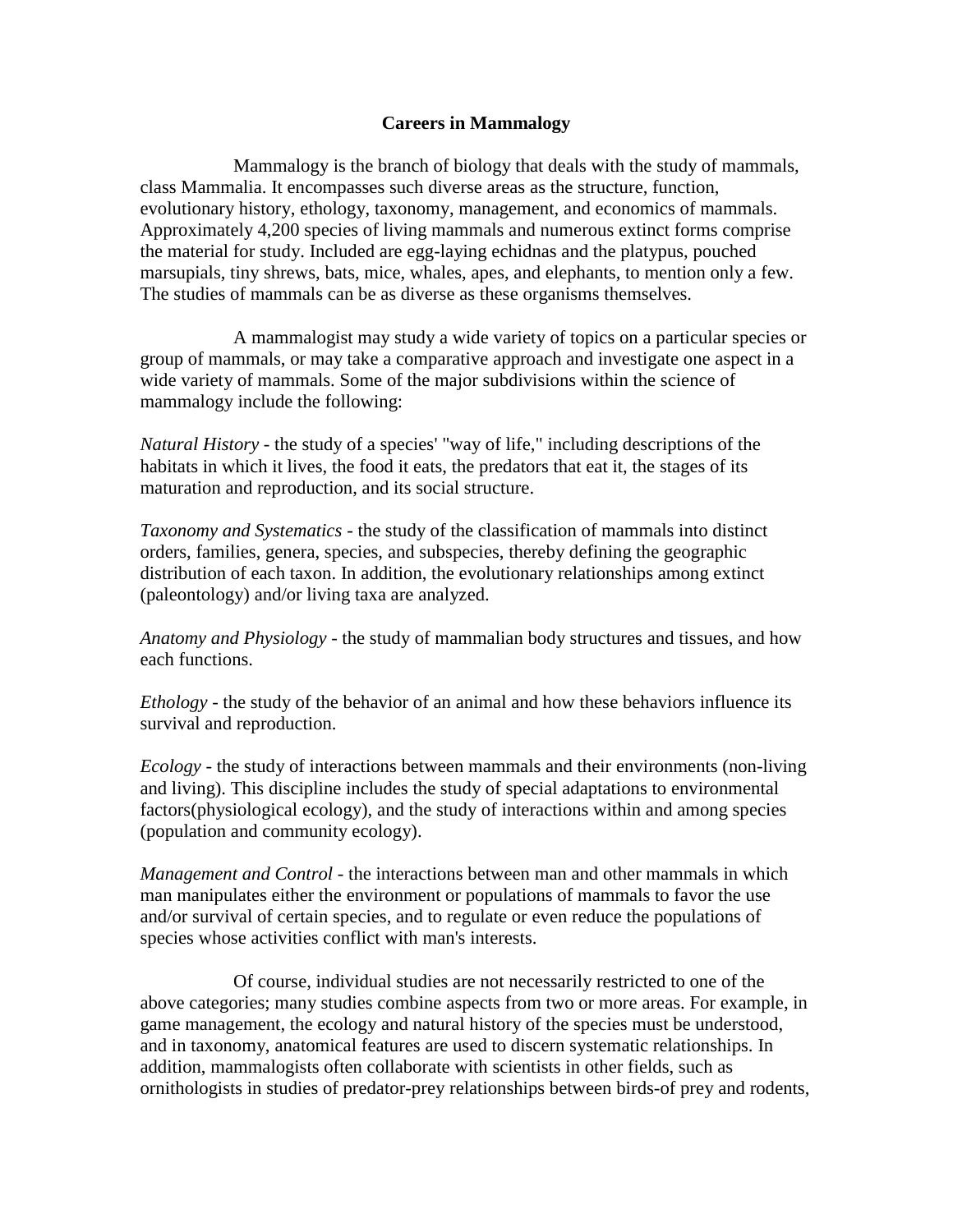# Careers in Mammalogy

Mammalogy is the branch of biology that deals with the study of mammals, class Mammalia. It encompasses such diverse areas as the structure, function, evolutionary history, ethology, taxonomy, management, and economics of mammals. Approximately 4,200 species of living mammals and numerous extinct forms comprise the material for study. Included are egg-laying echidnas and the platypus, pouched marsupials, tiny shrews, bats, mice, whales, apes, and elephants, to mention only a few. The studies of mammals can be as diverse as these organisms themselves.

A mammalogist may study a wide variety of topics on a particular species or group of mammals, or may take a comparative approach and investigate one aspect in a wide variety of mammals. Some of the major subdivisions within the science of mammalogy include the following:

*Natural History* - the study of a species' "way of life," including descriptions of the habitats in which it lives, the food it eats, the predators that eat it, the stages of its maturation and reproduction, and its social structure.

*Taxonomy and Systematics* - the study of the classification of mammals into distinct orders, families, genera, species, and subspecies, thereby defining the geographic distribution of each taxon. In addition, the evolutionary relationships among extinct (paleontology) and/or living taxa are analyzed.

*Anatomy and Physiology* - the study of mammalian body structures and tissues, and how each functions.

*Ethology* - the study of the behavior of an animal and how these behaviors influence its survival and reproduction.

*Ecology* - the study of interactions between mammals and their environments (non-living and living). This discipline includes the study of special adaptations to environmental factors(physiological ecology), and the study of interactions within and among species (population and community ecology).

*Management and Control* - the interactions between man and other mammals in which man manipulates either the environment or populations of mammals to favor the use and/or survival of certain species, and to regulate or even reduce the populations of species whose activities conflict with man's interests.

Of course, individual studies are not necessarily restricted to one of the above categories; many studies combine aspects from two or more areas. For example, in game management, the ecology and natural history of the species must be understood, and in taxonomy, anatomical features are used to discern systematic relationships. In addition, mammalogists often collaborate with scientists in other fields, such as ornithologists in studies of predator-prey relationships between birds-of prey and rodents,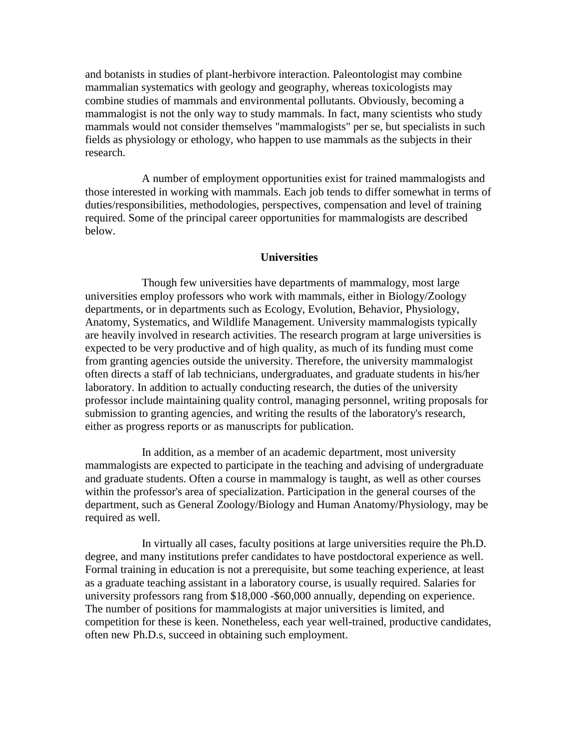and botanists in studies of plant-herbivore interaction. Paleontologist may combine mammalian systematics with geology and geography, whereas toxicologists may combine studies of mammals and environmental pollutants. Obviously, becoming a mammalogist is not the only way to study mammals. In fact, many scientists who study mammals would not consider themselves "mammalogists" per se, but specialists in such fields as physiology or ethology, who happen to use mammals as the subjects in their research.

A number of employment opportunities exist for trained mammalogists and those interested in working with mammals. Each job tends to differ somewhat in terms of duties/responsibilities, methodologies, perspectives, compensation and level of training required. Some of the principal career opportunities for mammalogists are described below.

**Universities**

Though few universities have departments of mammalogy, most large universities employ professors who work with mammals, either in Biology/Zoology departments, or in departments such as Ecology, Evolution, Behavior, Physiology, Anatomy, Systematics, and Wildlife Management. University mammalogists typically are heavily involved in research activities. The research program at large universities is expected to be very productive and of high quality, as much of its funding must come from granting agencies outside the university. Therefore, the university mammalogist often directs a staff of lab technicians, undergraduates, and graduate students in his/her laboratory. In addition to actually conducting research, the duties of the university professor include maintaining quality control, managing personnel, writing proposals for submission to granting agencies, and writing the results of the laboratory's research, either as progress reports or as manuscripts for publication.

In addition, as a member of an academic department, most university mammalogists are expected to participate in the teaching and advising of undergraduate and graduate students. Often a course in mammalogy is taught, as well as other courses within the professor's area of specialization. Participation in the general courses of the department, such as General Zoology/Biology and Human Anatomy/Physiology, may be required as well.

In virtually all cases, faculty positions at large universities require the Ph.D. degree, and many institutions prefer candidates to have postdoctoral experience as well. Formal training in education is not a prerequisite, but some teaching experience, at least as a graduate teaching assistant in a laboratory course, is usually required. Salaries for university professors rang from $18,000 -$60,000 annually, depending on experience. The number of positions for mammalogists at major universities is limited, and competition for these is keen. Nonetheless, each year well-trained, productive candidates, often new Ph.D.s, succeed in obtaining such employment.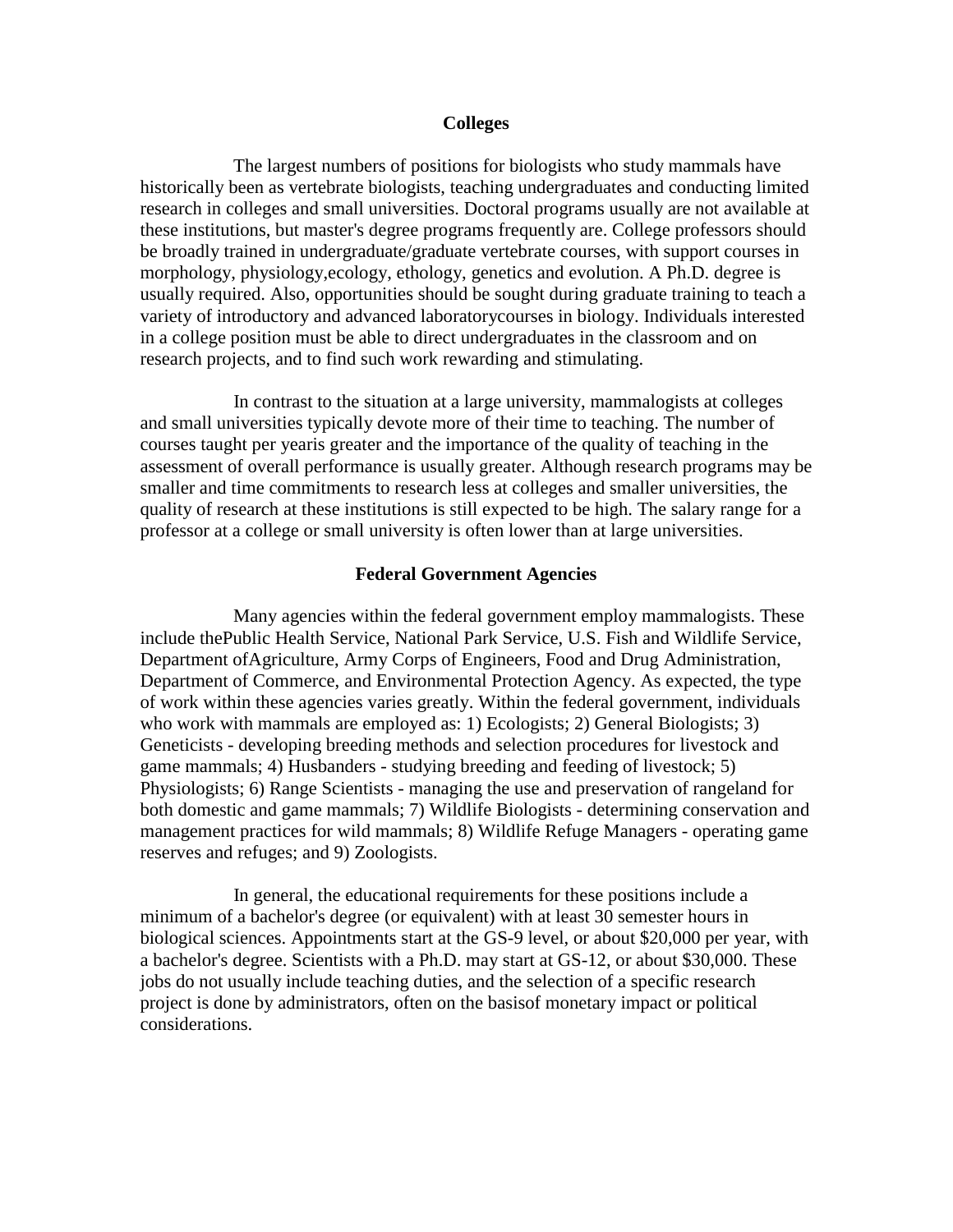## Colleges

The largest numbers of positions for biologists who study mammals have historically been as vertebrate biologists, teaching undergraduates and conducting limited research in colleges and small universities. Doctoral programs usually are not available at these institutions, but master's degree programs frequently are. College professors should be broadly trained in undergraduate/graduate vertebrate courses, with support courses in morphology, physiology,ecology, ethology, genetics and evolution. A Ph.D. degree is usually required. Also, opportunities should be sought during graduate training to teach a variety of introductory and advanced laboratorycourses in biology. Individuals interested in a college position must be able to direct undergraduates in the classroom and on research projects, and to find such work rewarding and stimulating.

In contrast to the situation at a large university, mammalogists at colleges and small universities typically devote more of their time to teaching. The number of courses taught per yearis greater and the importance of the quality of teaching in the assessment of overall performance is usually greater. Although research programs may be smaller and time commitments to research less at colleges and smaller universities, the quality of research at these institutions is still expected to be high. The salary range for a professor at a college or small university is often lower than at large universities.

## Federal Government Agencies

Many agencies within the federal government employ mammalogists. These include thePublic Health Service, National Park Service, U.S. Fish and Wildlife Service, Department ofAgriculture, Army Corps of Engineers, Food and Drug Administration, Department of Commerce, and Environmental Protection Agency. As expected, the type of work within these agencies varies greatly. Within the federal government, individuals who work with mammals are employed as: 1) Ecologists; 2) General Biologists; 3) Geneticists - developing breeding methods and selection procedures for livestock and game mammals; 4) Husbanders - studying breeding and feeding of livestock; 5) Physiologists; 6) Range Scientists - managing the use and preservation of rangeland for both domestic and game mammals; 7) Wildlife Biologists - determining conservation and management practices for wild mammals; 8) Wildlife Refuge Managers - operating game reserves and refuges; and 9) Zoologists.

In general, the educational requirements for these positions include a minimum of a bachelor's degree (or equivalent) with at least 30 semester hours in biological sciences. Appointments start at the GS-9 level, or about $20,000 per year, with a bachelor's degree. Scientists with a Ph.D. may start at GS-12, or about $30,000. These jobs do not usually include teaching duties, and the selection of a specific research project is done by administrators, often on the basisof monetary impact or political considerations.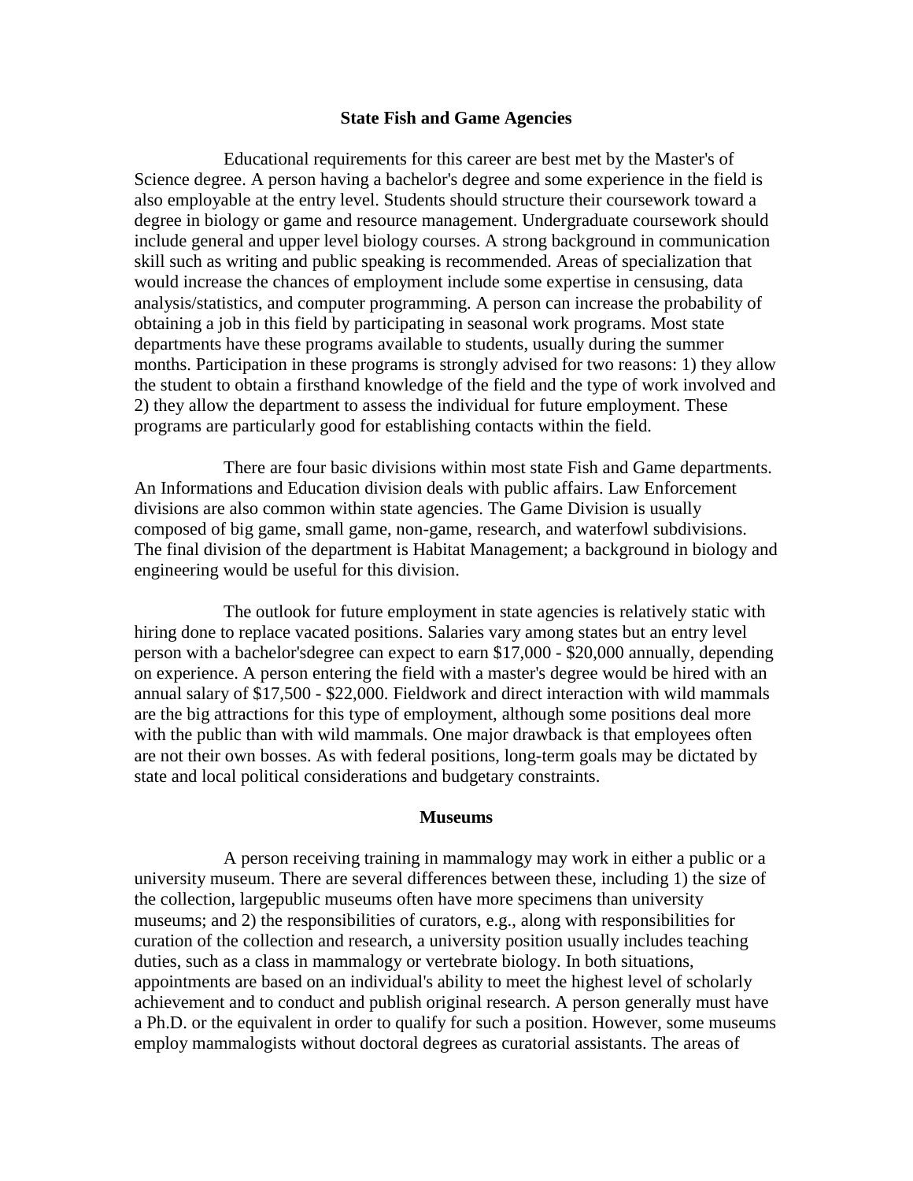## State Fish and Game Agencies

Educational requirements for this career are best met by the Master's of Science degree. A person having a bachelor's degree and some experience in the field is also employable at the entry level. Students should structure their coursework toward a degree in biology or game and resource management. Undergraduate coursework should include general and upper level biology courses. A strong background in communication skill such as writing and public speaking is recommended. Areas of specialization that would increase the chances of employment include some expertise in censusing, data analysis/statistics, and computer programming. A person can increase the probability of obtaining a job in this field by participating in seasonal work programs. Most state departments have these programs available to students, usually during the summer months. Participation in these programs is strongly advised for two reasons: 1) they allow the student to obtain a firsthand knowledge of the field and the type of work involved and 2) they allow the department to assess the individual for future employment. These programs are particularly good for establishing contacts within the field.

There are four basic divisions within most state Fish and Game departments. An Informations and Education division deals with public affairs. Law Enforcement divisions are also common within state agencies. The Game Division is usually composed of big game, small game, non-game, research, and waterfowl subdivisions. The final division of the department is Habitat Management; a background in biology and engineering would be useful for this division.

The outlook for future employment in state agencies is relatively static with hiring done to replace vacated positions. Salaries vary among states but an entry level person with a bachelor'sdegree can expect to earn $17,000 - $20,000 annually, depending on experience. A person entering the field with a master's degree would be hired with an annual salary of $17,500 - $22,000. Fieldwork and direct interaction with wild mammals are the big attractions for this type of employment, although some positions deal more with the public than with wild mammals. One major drawback is that employees often are not their own bosses. As with federal positions, long-term goals may be dictated by state and local political considerations and budgetary constraints.

## Museums

A person receiving training in mammalogy may work in either a public or a university museum. There are several differences between these, including 1) the size of the collection, largepublic museums often have more specimens than university museums; and 2) the responsibilities of curators, e.g., along with responsibilities for curation of the collection and research, a university position usually includes teaching duties, such as a class in mammalogy or vertebrate biology. In both situations, appointments are based on an individual's ability to meet the highest level of scholarly achievement and to conduct and publish original research. A person generally must have a Ph.D. or the equivalent in order to qualify for such a position. However, some museums employ mammalogists without doctoral degrees as curatorial assistants. The areas of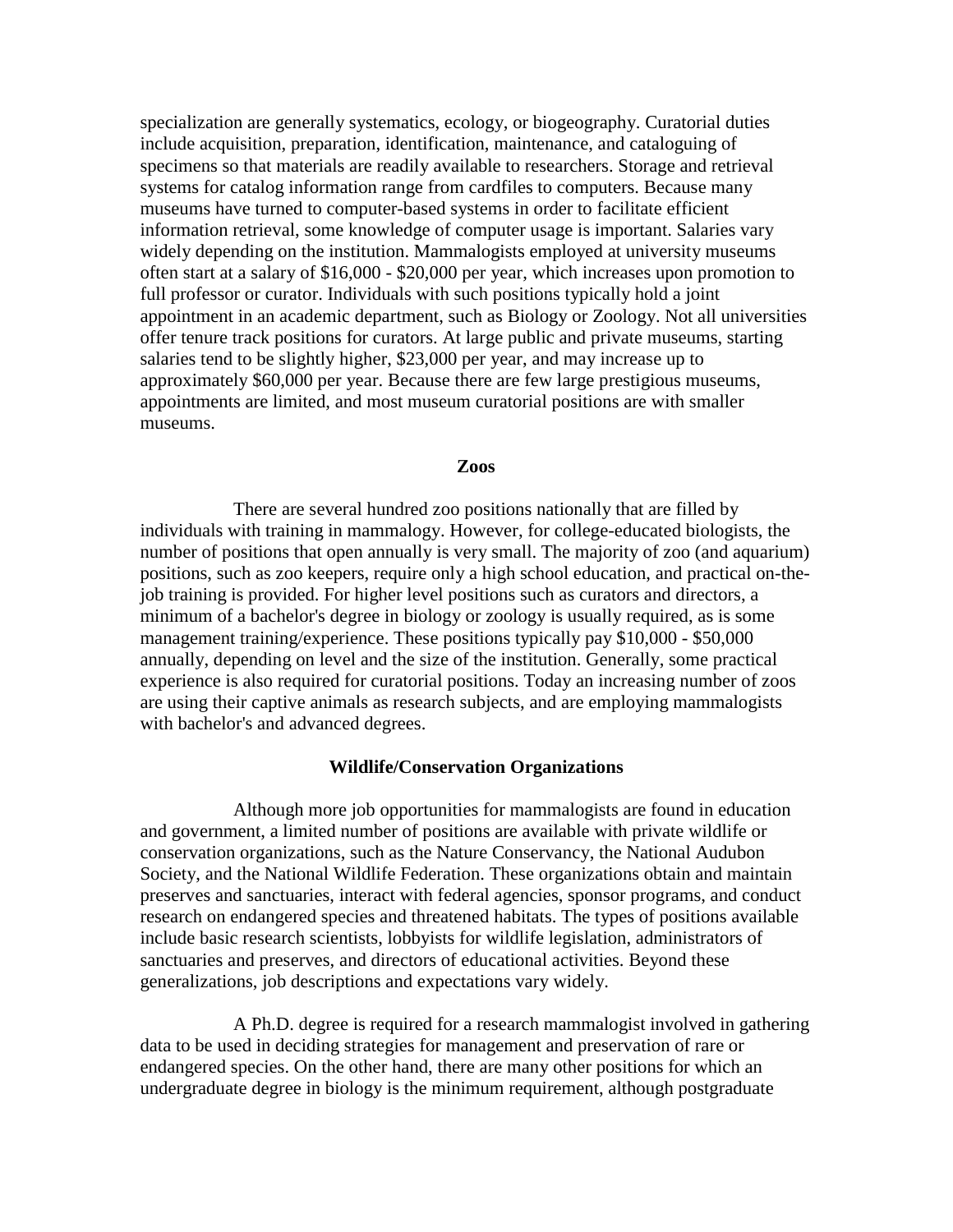specialization are generally systematics, ecology, or biogeography. Curatorial duties include acquisition, preparation, identification, maintenance, and cataloguing of specimens so that materials are readily available to researchers. Storage and retrieval systems for catalog information range from cardfiles to computers. Because many museums have turned to computer-based systems in order to facilitate efficient information retrieval, some knowledge of computer usage is important. Salaries vary widely depending on the institution. Mammalogists employed at university museums often start at a salary of $16,000 - $20,000 per year, which increases upon promotion to full professor or curator. Individuals with such positions typically hold a joint appointment in an academic department, such as Biology or Zoology. Not all universities offer tenure track positions for curators. At large public and private museums, starting salaries tend to be slightly higher, $23,000 per year, and may increase up to approximately $60,000 per year. Because there are few large prestigious museums, appointments are limited, and most museum curatorial positions are with smaller museums.

**Zoos**

There are several hundred zoo positions nationally that are filled by individuals with training in mammalogy. However, for college-educated biologists, the number of positions that open annually is very small. The majority of zoo (and aquarium) positions, such as zoo keepers, require only a high school education, and practical on-the-job training is provided. For higher level positions such as curators and directors, a minimum of a bachelor's degree in biology or zoology is usually required, as is some management training/experience. These positions typically pay $10,000 - $50,000 annually, depending on level and the size of the institution. Generally, some practical experience is also required for curatorial positions. Today an increasing number of zoos are using their captive animals as research subjects, and are employing mammalogists with bachelor's and advanced degrees.

**Wildlife/Conservation Organizations**

Although more job opportunities for mammalogists are found in education and government, a limited number of positions are available with private wildlife or conservation organizations, such as the Nature Conservancy, the National Audubon Society, and the National Wildlife Federation. These organizations obtain and maintain preserves and sanctuaries, interact with federal agencies, sponsor programs, and conduct research on endangered species and threatened habitats. The types of positions available include basic research scientists, lobbyists for wildlife legislation, administrators of sanctuaries and preserves, and directors of educational activities. Beyond these generalizations, job descriptions and expectations vary widely.

A Ph.D. degree is required for a research mammalogist involved in gathering data to be used in deciding strategies for management and preservation of rare or endangered species. On the other hand, there are many other positions for which an undergraduate degree in biology is the minimum requirement, although postgraduate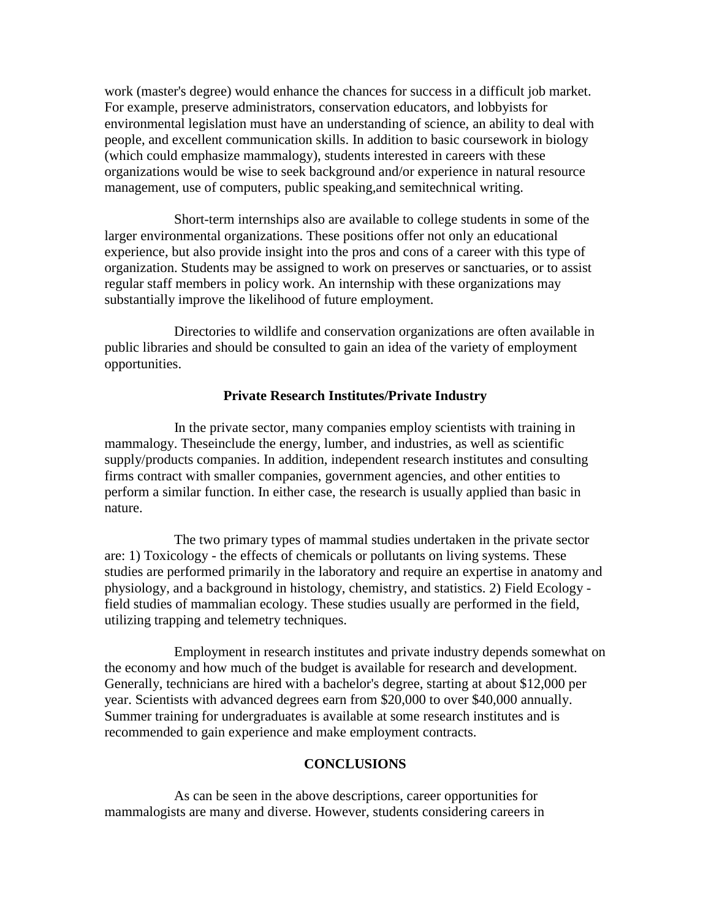work (master's degree) would enhance the chances for success in a difficult job market. For example, preserve administrators, conservation educators, and lobbyists for environmental legislation must have an understanding of science, an ability to deal with people, and excellent communication skills. In addition to basic coursework in biology (which could emphasize mammalogy), students interested in careers with these organizations would be wise to seek background and/or experience in natural resource management, use of computers, public speaking,and semitechnical writing.

Short-term internships also are available to college students in some of the larger environmental organizations. These positions offer not only an educational experience, but also provide insight into the pros and cons of a career with this type of organization. Students may be assigned to work on preserves or sanctuaries, or to assist regular staff members in policy work. An internship with these organizations may substantially improve the likelihood of future employment.

Directories to wildlife and conservation organizations are often available in public libraries and should be consulted to gain an idea of the variety of employment opportunities.

### Private Research Institutes/Private Industry

In the private sector, many companies employ scientists with training in mammalogy. Theseinclude the energy, lumber, and industries, as well as scientific supply/products companies. In addition, independent research institutes and consulting firms contract with smaller companies, government agencies, and other entities to perform a similar function. In either case, the research is usually applied than basic in nature.

The two primary types of mammal studies undertaken in the private sector are: 1) Toxicology - the effects of chemicals or pollutants on living systems. These studies are performed primarily in the laboratory and require an expertise in anatomy and physiology, and a background in histology, chemistry, and statistics. 2) Field Ecology - field studies of mammalian ecology. These studies usually are performed in the field, utilizing trapping and telemetry techniques.

Employment in research institutes and private industry depends somewhat on the economy and how much of the budget is available for research and development. Generally, technicians are hired with a bachelor's degree, starting at about $12,000 per year. Scientists with advanced degrees earn from $20,000 to over $40,000 annually. Summer training for undergraduates is available at some research institutes and is recommended to gain experience and make employment contracts.

## CONCLUSIONS

As can be seen in the above descriptions, career opportunities for mammalogists are many and diverse. However, students considering careers in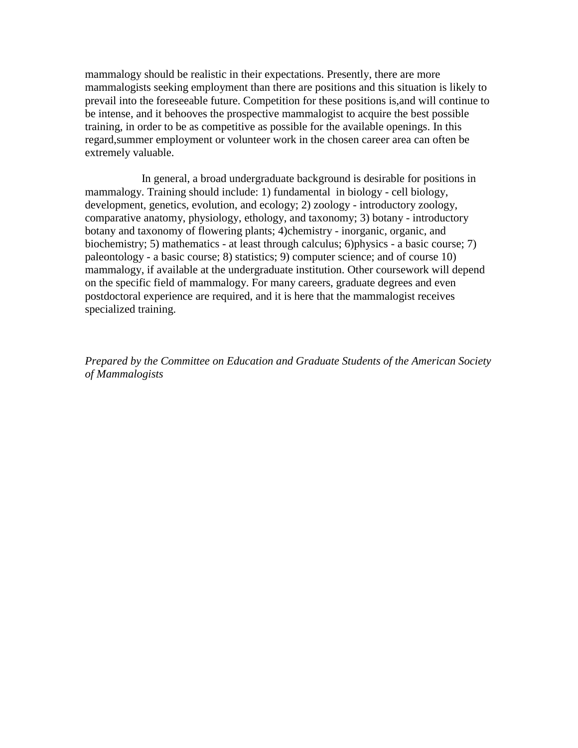mammalogy should be realistic in their expectations. Presently, there are more mammalogists seeking employment than there are positions and this situation is likely to prevail into the foreseeable future. Competition for these positions is,and will continue to be intense, and it behooves the prospective mammalogist to acquire the best possible training, in order to be as competitive as possible for the available openings. In this regard,summer employment or volunteer work in the chosen career area can often be extremely valuable.

In general, a broad undergraduate background is desirable for positions in mammalogy. Training should include: 1) fundamental in biology - cell biology, development, genetics, evolution, and ecology; 2) zoology - introductory zoology, comparative anatomy, physiology, ethology, and taxonomy; 3) botany - introductory botany and taxonomy of flowering plants; 4)chemistry - inorganic, organic, and biochemistry; 5) mathematics - at least through calculus; 6)physics - a basic course; 7) paleontology - a basic course; 8) statistics; 9) computer science; and of course 10) mammalogy, if available at the undergraduate institution. Other coursework will depend on the specific field of mammalogy. For many careers, graduate degrees and even postdoctoral experience are required, and it is here that the mammalogist receives specialized training.

*Prepared by the Committee on Education and Graduate Students of the American Society of Mammalogists*